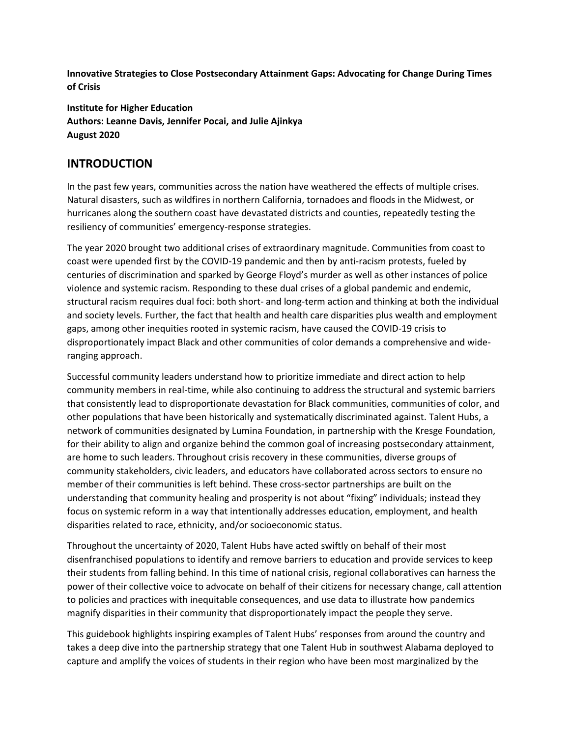**Innovative Strategies to Close Postsecondary Attainment Gaps: Advocating for Change During Times of Crisis**

**Institute for Higher Education**
**Authors: Leanne Davis, Jennifer Pocai, and Julie Ajinkya**
**August 2020**

## INTRODUCTION

In the past few years, communities across the nation have weathered the effects of multiple crises. Natural disasters, such as wildfires in northern California, tornadoes and floods in the Midwest, or hurricanes along the southern coast have devastated districts and counties, repeatedly testing the resiliency of communities' emergency-response strategies.

The year 2020 brought two additional crises of extraordinary magnitude. Communities from coast to coast were upended first by the COVID-19 pandemic and then by anti-racism protests, fueled by centuries of discrimination and sparked by George Floyd's murder as well as other instances of police violence and systemic racism. Responding to these dual crises of a global pandemic and endemic, structural racism requires dual foci: both short- and long-term action and thinking at both the individual and society levels. Further, the fact that health and health care disparities plus wealth and employment gaps, among other inequities rooted in systemic racism, have caused the COVID-19 crisis to disproportionately impact Black and other communities of color demands a comprehensive and wide-ranging approach.

Successful community leaders understand how to prioritize immediate and direct action to help community members in real-time, while also continuing to address the structural and systemic barriers that consistently lead to disproportionate devastation for Black communities, communities of color, and other populations that have been historically and systematically discriminated against. Talent Hubs, a network of communities designated by Lumina Foundation, in partnership with the Kresge Foundation, for their ability to align and organize behind the common goal of increasing postsecondary attainment, are home to such leaders. Throughout crisis recovery in these communities, diverse groups of community stakeholders, civic leaders, and educators have collaborated across sectors to ensure no member of their communities is left behind. These cross-sector partnerships are built on the understanding that community healing and prosperity is not about "fixing" individuals; instead they focus on systemic reform in a way that intentionally addresses education, employment, and health disparities related to race, ethnicity, and/or socioeconomic status.

Throughout the uncertainty of 2020, Talent Hubs have acted swiftly on behalf of their most disenfranchised populations to identify and remove barriers to education and provide services to keep their students from falling behind. In this time of national crisis, regional collaboratives can harness the power of their collective voice to advocate on behalf of their citizens for necessary change, call attention to policies and practices with inequitable consequences, and use data to illustrate how pandemics magnify disparities in their community that disproportionately impact the people they serve.

This guidebook highlights inspiring examples of Talent Hubs' responses from around the country and takes a deep dive into the partnership strategy that one Talent Hub in southwest Alabama deployed to capture and amplify the voices of students in their region who have been most marginalized by the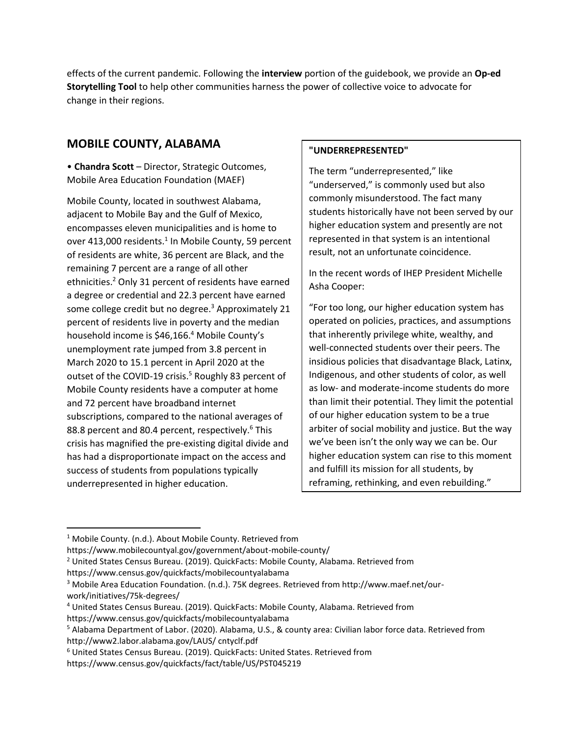effects of the current pandemic. Following the **interview** portion of the guidebook, we provide an **Op-ed Storytelling Tool** to help other communities harness the power of collective voice to advocate for change in their regions.

## MOBILE COUNTY, ALABAMA

• **Chandra Scott** – Director, Strategic Outcomes, Mobile Area Education Foundation (MAEF)

Mobile County, located in southwest Alabama, adjacent to Mobile Bay and the Gulf of Mexico, encompasses eleven municipalities and is home to over 413,000 residents.[1] In Mobile County, 59 percent of residents are white, 36 percent are Black, and the remaining 7 percent are a range of all other ethnicities.[2] Only 31 percent of residents have earned a degree or credential and 22.3 percent have earned some college credit but no degree.[3] Approximately 21 percent of residents live in poverty and the median household income is $46,166.[4] Mobile County's unemployment rate jumped from 3.8 percent in March 2020 to 15.1 percent in April 2020 at the outset of the COVID-19 crisis.[5] Roughly 83 percent of Mobile County residents have a computer at home and 72 percent have broadband internet subscriptions, compared to the national averages of 88.8 percent and 80.4 percent, respectively.[6] This crisis has magnified the pre-existing digital divide and has had a disproportionate impact on the access and success of students from populations typically underrepresented in higher education.

> **"UNDERREPRESENTED"**
>
> The term "underrepresented," like "underserved," is commonly used but also commonly misunderstood. The fact many students historically have not been served by our higher education system and presently are not represented in that system is an intentional result, not an unfortunate coincidence.
>
> In the recent words of IHEP President Michelle Asha Cooper:
>
> "For too long, our higher education system has operated on policies, practices, and assumptions that inherently privilege white, wealthy, and well-connected students over their peers. The insidious policies that disadvantage Black, Latinx, Indigenous, and other students of color, as well as low- and moderate-income students do more than limit their potential. They limit the potential of our higher education system to be a true arbiter of social mobility and justice. But the way we've been isn't the only way we can be. Our higher education system can rise to this moment and fulfill its mission for all students, by reframing, rethinking, and even rebuilding."

---

[1] Mobile County. (n.d.). About Mobile County. Retrieved from https://www.mobilecountyal.gov/government/about-mobile-county/

[2] United States Census Bureau. (2019). QuickFacts: Mobile County, Alabama. Retrieved from https://www.census.gov/quickfacts/mobilecountyalabama

[3] Mobile Area Education Foundation. (n.d.). 75K degrees. Retrieved from http://www.maef.net/our-work/initiatives/75k-degrees/

[4] United States Census Bureau. (2019). QuickFacts: Mobile County, Alabama. Retrieved from https://www.census.gov/quickfacts/mobilecountyalabama

[5] Alabama Department of Labor. (2020). Alabama, U.S., & county area: Civilian labor force data. Retrieved from http://www2.labor.alabama.gov/LAUS/ cntyclf.pdf

[6] United States Census Bureau. (2019). QuickFacts: United States. Retrieved from https://www.census.gov/quickfacts/fact/table/US/PST045219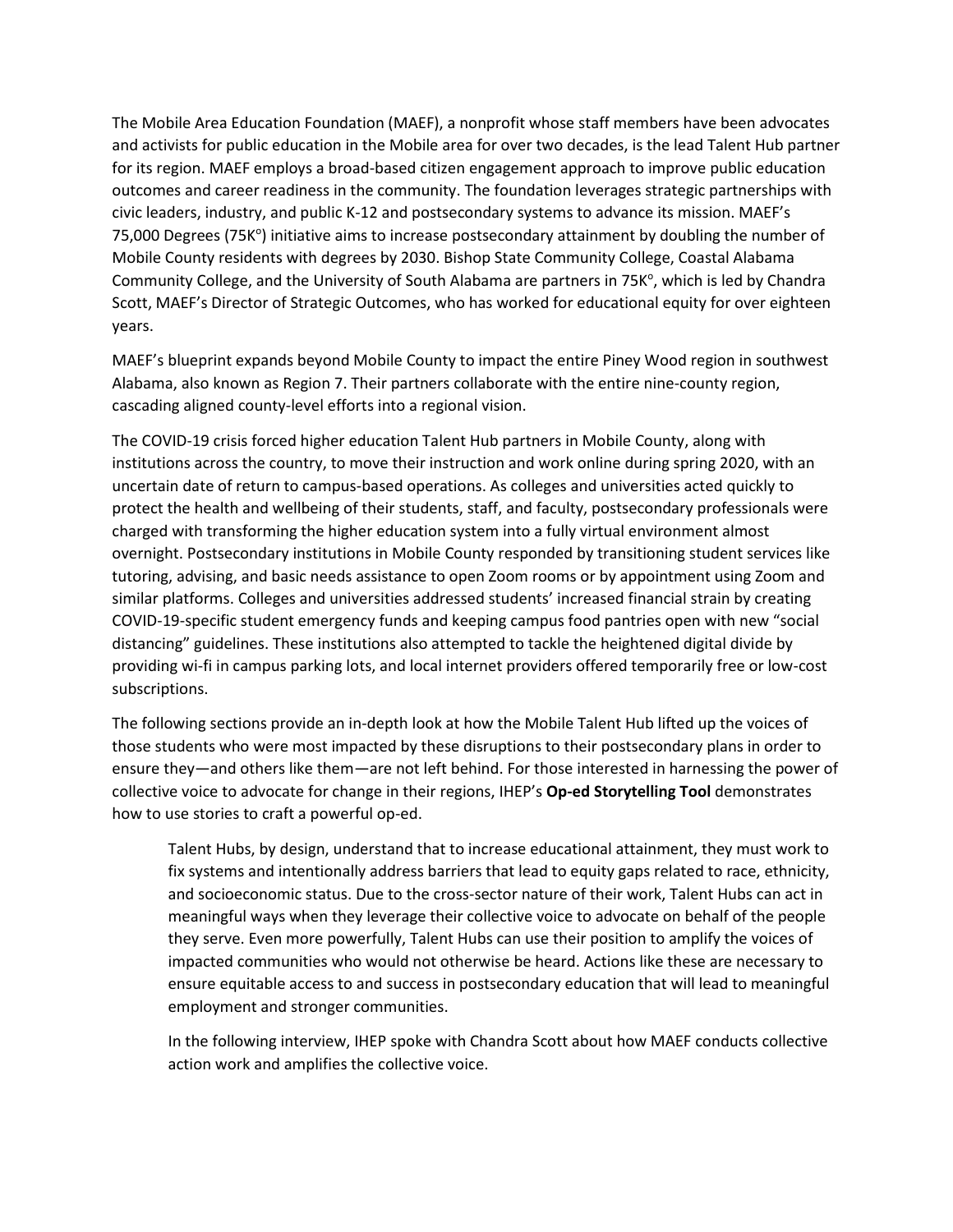The Mobile Area Education Foundation (MAEF), a nonprofit whose staff members have been advocates and activists for public education in the Mobile area for over two decades, is the lead Talent Hub partner for its region. MAEF employs a broad-based citizen engagement approach to improve public education outcomes and career readiness in the community. The foundation leverages strategic partnerships with civic leaders, industry, and public K-12 and postsecondary systems to advance its mission. MAEF's 75,000 Degrees (75K°) initiative aims to increase postsecondary attainment by doubling the number of Mobile County residents with degrees by 2030. Bishop State Community College, Coastal Alabama Community College, and the University of South Alabama are partners in 75K°, which is led by Chandra Scott, MAEF's Director of Strategic Outcomes, who has worked for educational equity for over eighteen years.

MAEF's blueprint expands beyond Mobile County to impact the entire Piney Wood region in southwest Alabama, also known as Region 7. Their partners collaborate with the entire nine-county region, cascading aligned county-level efforts into a regional vision.

The COVID-19 crisis forced higher education Talent Hub partners in Mobile County, along with institutions across the country, to move their instruction and work online during spring 2020, with an uncertain date of return to campus-based operations. As colleges and universities acted quickly to protect the health and wellbeing of their students, staff, and faculty, postsecondary professionals were charged with transforming the higher education system into a fully virtual environment almost overnight. Postsecondary institutions in Mobile County responded by transitioning student services like tutoring, advising, and basic needs assistance to open Zoom rooms or by appointment using Zoom and similar platforms. Colleges and universities addressed students' increased financial strain by creating COVID-19-specific student emergency funds and keeping campus food pantries open with new "social distancing" guidelines. These institutions also attempted to tackle the heightened digital divide by providing wi-fi in campus parking lots, and local internet providers offered temporarily free or low-cost subscriptions.

The following sections provide an in-depth look at how the Mobile Talent Hub lifted up the voices of those students who were most impacted by these disruptions to their postsecondary plans in order to ensure they—and others like them—are not left behind. For those interested in harnessing the power of collective voice to advocate for change in their regions, IHEP's **Op-ed Storytelling Tool** demonstrates how to use stories to craft a powerful op-ed.

> Talent Hubs, by design, understand that to increase educational attainment, they must work to fix systems and intentionally address barriers that lead to equity gaps related to race, ethnicity, and socioeconomic status. Due to the cross-sector nature of their work, Talent Hubs can act in meaningful ways when they leverage their collective voice to advocate on behalf of the people they serve. Even more powerfully, Talent Hubs can use their position to amplify the voices of impacted communities who would not otherwise be heard. Actions like these are necessary to ensure equitable access to and success in postsecondary education that will lead to meaningful employment and stronger communities.
>
> In the following interview, IHEP spoke with Chandra Scott about how MAEF conducts collective action work and amplifies the collective voice.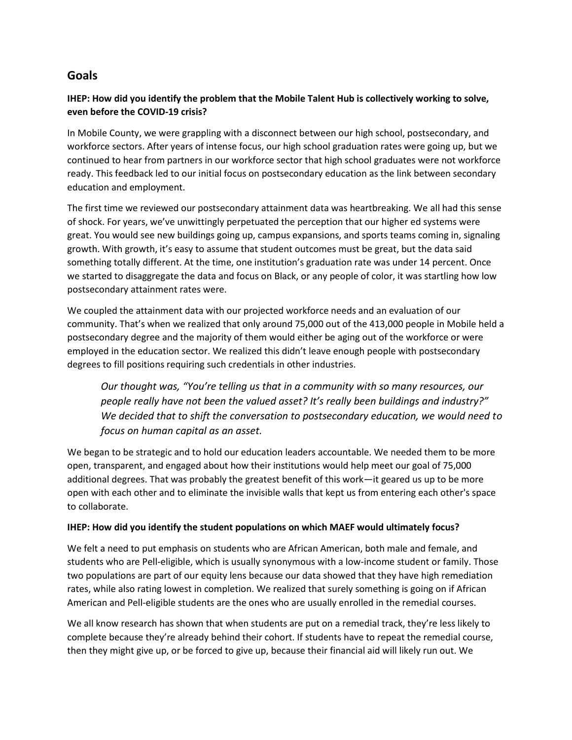## Goals

**IHEP: How did you identify the problem that the Mobile Talent Hub is collectively working to solve, even before the COVID-19 crisis?**

In Mobile County, we were grappling with a disconnect between our high school, postsecondary, and workforce sectors. After years of intense focus, our high school graduation rates were going up, but we continued to hear from partners in our workforce sector that high school graduates were not workforce ready. This feedback led to our initial focus on postsecondary education as the link between secondary education and employment.

The first time we reviewed our postsecondary attainment data was heartbreaking. We all had this sense of shock. For years, we've unwittingly perpetuated the perception that our higher ed systems were great. You would see new buildings going up, campus expansions, and sports teams coming in, signaling growth. With growth, it's easy to assume that student outcomes must be great, but the data said something totally different. At the time, one institution's graduation rate was under 14 percent. Once we started to disaggregate the data and focus on Black, or any people of color, it was startling how low postsecondary attainment rates were.

We coupled the attainment data with our projected workforce needs and an evaluation of our community. That's when we realized that only around 75,000 out of the 413,000 people in Mobile held a postsecondary degree and the majority of them would either be aging out of the workforce or were employed in the education sector. We realized this didn't leave enough people with postsecondary degrees to fill positions requiring such credentials in other industries.

> *Our thought was, "You're telling us that in a community with so many resources, our people really have not been the valued asset? It's really been buildings and industry?" We decided that to shift the conversation to postsecondary education, we would need to focus on human capital as an asset.*

We began to be strategic and to hold our education leaders accountable. We needed them to be more open, transparent, and engaged about how their institutions would help meet our goal of 75,000 additional degrees. That was probably the greatest benefit of this work—it geared us up to be more open with each other and to eliminate the invisible walls that kept us from entering each other's space to collaborate.

**IHEP: How did you identify the student populations on which MAEF would ultimately focus?**

We felt a need to put emphasis on students who are African American, both male and female, and students who are Pell-eligible, which is usually synonymous with a low-income student or family. Those two populations are part of our equity lens because our data showed that they have high remediation rates, while also rating lowest in completion. We realized that surely something is going on if African American and Pell-eligible students are the ones who are usually enrolled in the remedial courses.

We all know research has shown that when students are put on a remedial track, they're less likely to complete because they're already behind their cohort. If students have to repeat the remedial course, then they might give up, or be forced to give up, because their financial aid will likely run out. We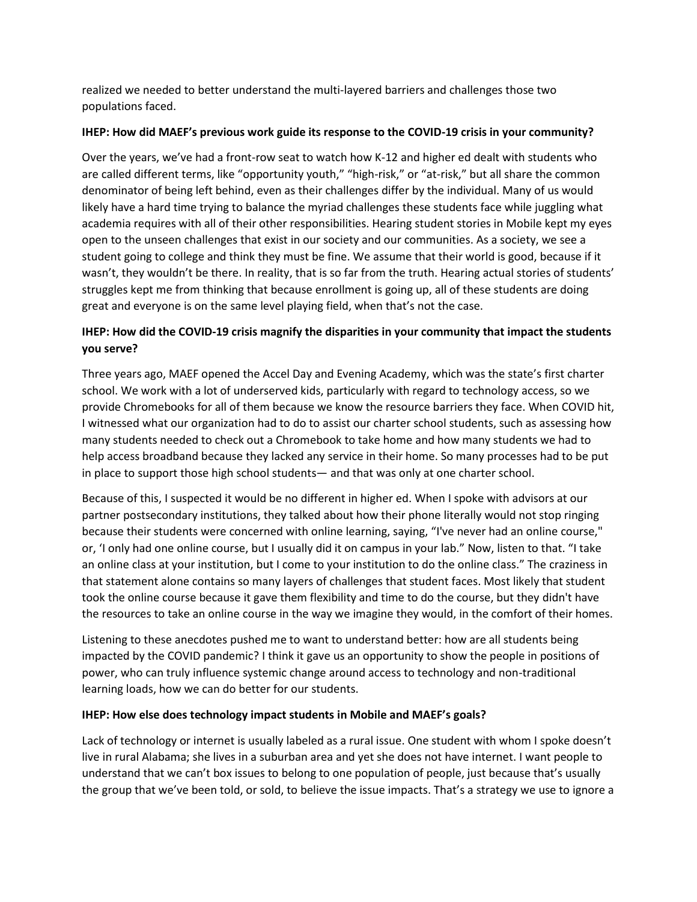realized we needed to better understand the multi-layered barriers and challenges those two populations faced.

**IHEP: How did MAEF's previous work guide its response to the COVID-19 crisis in your community?**

Over the years, we've had a front-row seat to watch how K-12 and higher ed dealt with students who are called different terms, like "opportunity youth," "high-risk," or "at-risk," but all share the common denominator of being left behind, even as their challenges differ by the individual. Many of us would likely have a hard time trying to balance the myriad challenges these students face while juggling what academia requires with all of their other responsibilities. Hearing student stories in Mobile kept my eyes open to the unseen challenges that exist in our society and our communities. As a society, we see a student going to college and think they must be fine. We assume that their world is good, because if it wasn't, they wouldn't be there. In reality, that is so far from the truth. Hearing actual stories of students' struggles kept me from thinking that because enrollment is going up, all of these students are doing great and everyone is on the same level playing field, when that's not the case.

**IHEP: How did the COVID-19 crisis magnify the disparities in your community that impact the students you serve?**

Three years ago, MAEF opened the Accel Day and Evening Academy, which was the state's first charter school. We work with a lot of underserved kids, particularly with regard to technology access, so we provide Chromebooks for all of them because we know the resource barriers they face. When COVID hit, I witnessed what our organization had to do to assist our charter school students, such as assessing how many students needed to check out a Chromebook to take home and how many students we had to help access broadband because they lacked any service in their home. So many processes had to be put in place to support those high school students— and that was only at one charter school.

Because of this, I suspected it would be no different in higher ed. When I spoke with advisors at our partner postsecondary institutions, they talked about how their phone literally would not stop ringing because their students were concerned with online learning, saying, "I've never had an online course," or, 'I only had one online course, but I usually did it on campus in your lab." Now, listen to that. "I take an online class at your institution, but I come to your institution to do the online class." The craziness in that statement alone contains so many layers of challenges that student faces. Most likely that student took the online course because it gave them flexibility and time to do the course, but they didn't have the resources to take an online course in the way we imagine they would, in the comfort of their homes.

Listening to these anecdotes pushed me to want to understand better: how are all students being impacted by the COVID pandemic? I think it gave us an opportunity to show the people in positions of power, who can truly influence systemic change around access to technology and non-traditional learning loads, how we can do better for our students.

**IHEP: How else does technology impact students in Mobile and MAEF's goals?**

Lack of technology or internet is usually labeled as a rural issue. One student with whom I spoke doesn't live in rural Alabama; she lives in a suburban area and yet she does not have internet. I want people to understand that we can't box issues to belong to one population of people, just because that's usually the group that we've been told, or sold, to believe the issue impacts. That's a strategy we use to ignore a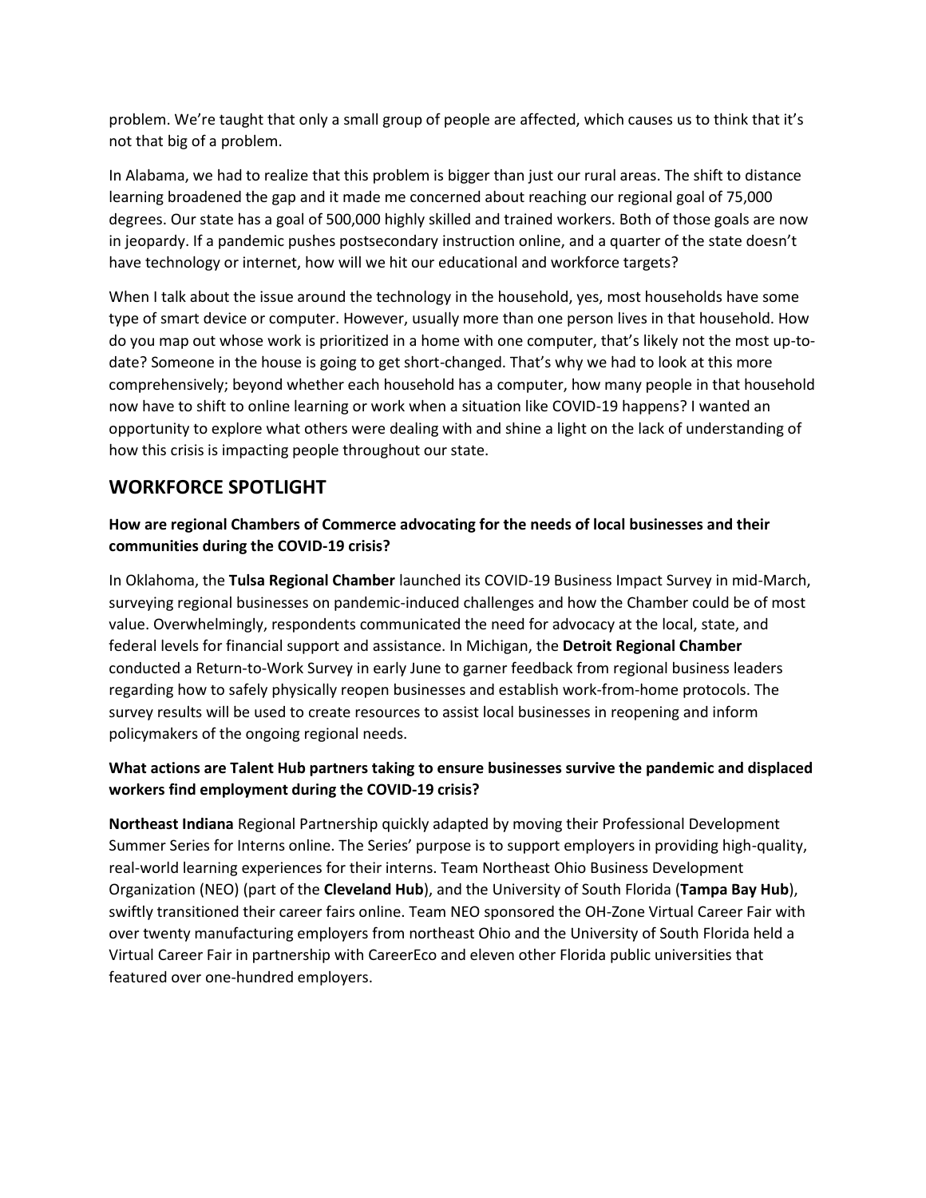problem. We're taught that only a small group of people are affected, which causes us to think that it's not that big of a problem.

In Alabama, we had to realize that this problem is bigger than just our rural areas. The shift to distance learning broadened the gap and it made me concerned about reaching our regional goal of 75,000 degrees. Our state has a goal of 500,000 highly skilled and trained workers. Both of those goals are now in jeopardy. If a pandemic pushes postsecondary instruction online, and a quarter of the state doesn't have technology or internet, how will we hit our educational and workforce targets?

When I talk about the issue around the technology in the household, yes, most households have some type of smart device or computer. However, usually more than one person lives in that household. How do you map out whose work is prioritized in a home with one computer, that's likely not the most up-to-date? Someone in the house is going to get short-changed. That's why we had to look at this more comprehensively; beyond whether each household has a computer, how many people in that household now have to shift to online learning or work when a situation like COVID-19 happens? I wanted an opportunity to explore what others were dealing with and shine a light on the lack of understanding of how this crisis is impacting people throughout our state.

## WORKFORCE SPOTLIGHT

**How are regional Chambers of Commerce advocating for the needs of local businesses and their communities during the COVID-19 crisis?**

In Oklahoma, the **Tulsa Regional Chamber** launched its COVID-19 Business Impact Survey in mid-March, surveying regional businesses on pandemic-induced challenges and how the Chamber could be of most value. Overwhelmingly, respondents communicated the need for advocacy at the local, state, and federal levels for financial support and assistance. In Michigan, the **Detroit Regional Chamber** conducted a Return-to-Work Survey in early June to garner feedback from regional business leaders regarding how to safely physically reopen businesses and establish work-from-home protocols. The survey results will be used to create resources to assist local businesses in reopening and inform policymakers of the ongoing regional needs.

**What actions are Talent Hub partners taking to ensure businesses survive the pandemic and displaced workers find employment during the COVID-19 crisis?**

**Northeast Indiana** Regional Partnership quickly adapted by moving their Professional Development Summer Series for Interns online. The Series' purpose is to support employers in providing high-quality, real-world learning experiences for their interns. Team Northeast Ohio Business Development Organization (NEO) (part of the **Cleveland Hub**), and the University of South Florida (**Tampa Bay Hub**), swiftly transitioned their career fairs online. Team NEO sponsored the OH-Zone Virtual Career Fair with over twenty manufacturing employers from northeast Ohio and the University of South Florida held a Virtual Career Fair in partnership with CareerEco and eleven other Florida public universities that featured over one-hundred employers.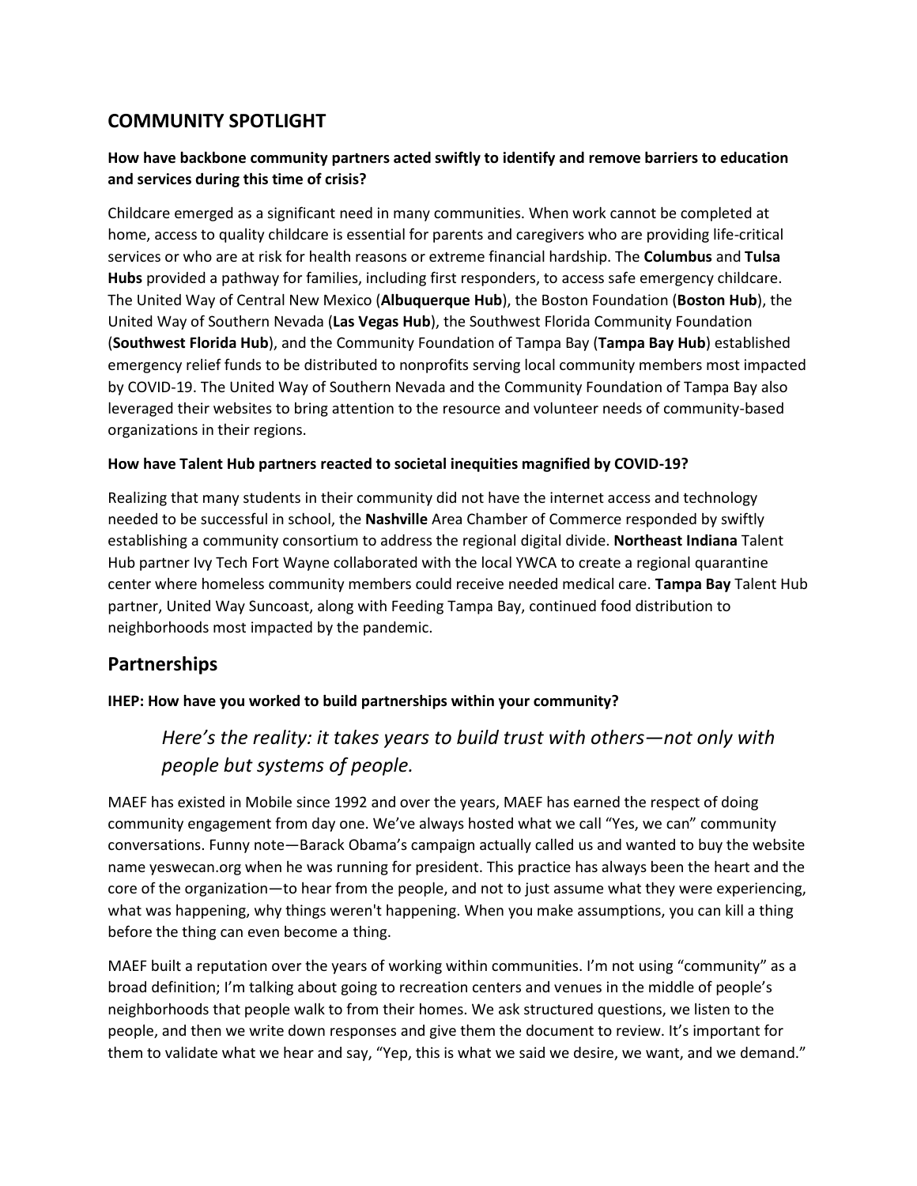## COMMUNITY SPOTLIGHT

**How have backbone community partners acted swiftly to identify and remove barriers to education and services during this time of crisis?**

Childcare emerged as a significant need in many communities. When work cannot be completed at home, access to quality childcare is essential for parents and caregivers who are providing life-critical services or who are at risk for health reasons or extreme financial hardship. The **Columbus** and **Tulsa Hubs** provided a pathway for families, including first responders, to access safe emergency childcare. The United Way of Central New Mexico (**Albuquerque Hub**), the Boston Foundation (**Boston Hub**), the United Way of Southern Nevada (**Las Vegas Hub**), the Southwest Florida Community Foundation (**Southwest Florida Hub**), and the Community Foundation of Tampa Bay (**Tampa Bay Hub**) established emergency relief funds to be distributed to nonprofits serving local community members most impacted by COVID-19. The United Way of Southern Nevada and the Community Foundation of Tampa Bay also leveraged their websites to bring attention to the resource and volunteer needs of community-based organizations in their regions.

**How have Talent Hub partners reacted to societal inequities magnified by COVID-19?**

Realizing that many students in their community did not have the internet access and technology needed to be successful in school, the **Nashville** Area Chamber of Commerce responded by swiftly establishing a community consortium to address the regional digital divide. **Northeast Indiana** Talent Hub partner Ivy Tech Fort Wayne collaborated with the local YWCA to create a regional quarantine center where homeless community members could receive needed medical care. **Tampa Bay** Talent Hub partner, United Way Suncoast, along with Feeding Tampa Bay, continued food distribution to neighborhoods most impacted by the pandemic.

## Partnerships

**IHEP: How have you worked to build partnerships within your community?**

> *Here's the reality: it takes years to build trust with others—not only with people but systems of people.*

MAEF has existed in Mobile since 1992 and over the years, MAEF has earned the respect of doing community engagement from day one. We've always hosted what we call "Yes, we can" community conversations. Funny note—Barack Obama's campaign actually called us and wanted to buy the website name yeswecan.org when he was running for president. This practice has always been the heart and the core of the organization—to hear from the people, and not to just assume what they were experiencing, what was happening, why things weren't happening. When you make assumptions, you can kill a thing before the thing can even become a thing.

MAEF built a reputation over the years of working within communities. I'm not using "community" as a broad definition; I'm talking about going to recreation centers and venues in the middle of people's neighborhoods that people walk to from their homes. We ask structured questions, we listen to the people, and then we write down responses and give them the document to review. It's important for them to validate what we hear and say, "Yep, this is what we said we desire, we want, and we demand."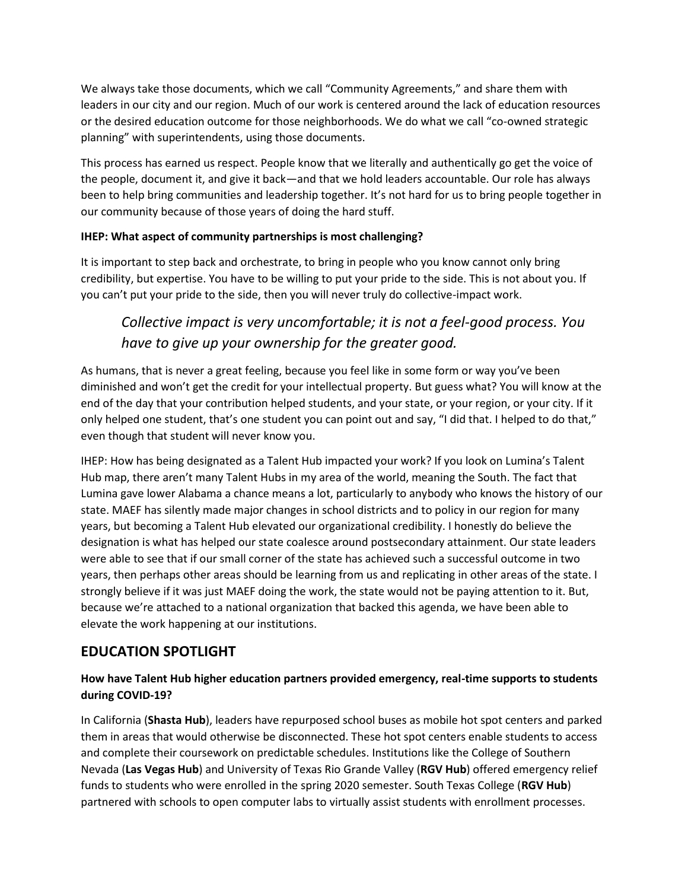We always take those documents, which we call "Community Agreements," and share them with leaders in our city and our region. Much of our work is centered around the lack of education resources or the desired education outcome for those neighborhoods. We do what we call "co-owned strategic planning" with superintendents, using those documents.

This process has earned us respect. People know that we literally and authentically go get the voice of the people, document it, and give it back—and that we hold leaders accountable. Our role has always been to help bring communities and leadership together. It's not hard for us to bring people together in our community because of those years of doing the hard stuff.

**IHEP: What aspect of community partnerships is most challenging?**

It is important to step back and orchestrate, to bring in people who you know cannot only bring credibility, but expertise. You have to be willing to put your pride to the side. This is not about you. If you can't put your pride to the side, then you will never truly do collective-impact work.

> *Collective impact is very uncomfortable; it is not a feel-good process. You have to give up your ownership for the greater good.*

As humans, that is never a great feeling, because you feel like in some form or way you've been diminished and won't get the credit for your intellectual property. But guess what? You will know at the end of the day that your contribution helped students, and your state, or your region, or your city. If it only helped one student, that's one student you can point out and say, "I did that. I helped to do that," even though that student will never know you.

IHEP: How has being designated as a Talent Hub impacted your work? If you look on Lumina's Talent Hub map, there aren't many Talent Hubs in my area of the world, meaning the South. The fact that Lumina gave lower Alabama a chance means a lot, particularly to anybody who knows the history of our state. MAEF has silently made major changes in school districts and to policy in our region for many years, but becoming a Talent Hub elevated our organizational credibility. I honestly do believe the designation is what has helped our state coalesce around postsecondary attainment. Our state leaders were able to see that if our small corner of the state has achieved such a successful outcome in two years, then perhaps other areas should be learning from us and replicating in other areas of the state. I strongly believe if it was just MAEF doing the work, the state would not be paying attention to it. But, because we're attached to a national organization that backed this agenda, we have been able to elevate the work happening at our institutions.

## EDUCATION SPOTLIGHT

### How have Talent Hub higher education partners provided emergency, real-time supports to students during COVID-19?

In California (**Shasta Hub**), leaders have repurposed school buses as mobile hot spot centers and parked them in areas that would otherwise be disconnected. These hot spot centers enable students to access and complete their coursework on predictable schedules. Institutions like the College of Southern Nevada (**Las Vegas Hub**) and University of Texas Rio Grande Valley (**RGV Hub**) offered emergency relief funds to students who were enrolled in the spring 2020 semester. South Texas College (**RGV Hub**) partnered with schools to open computer labs to virtually assist students with enrollment processes.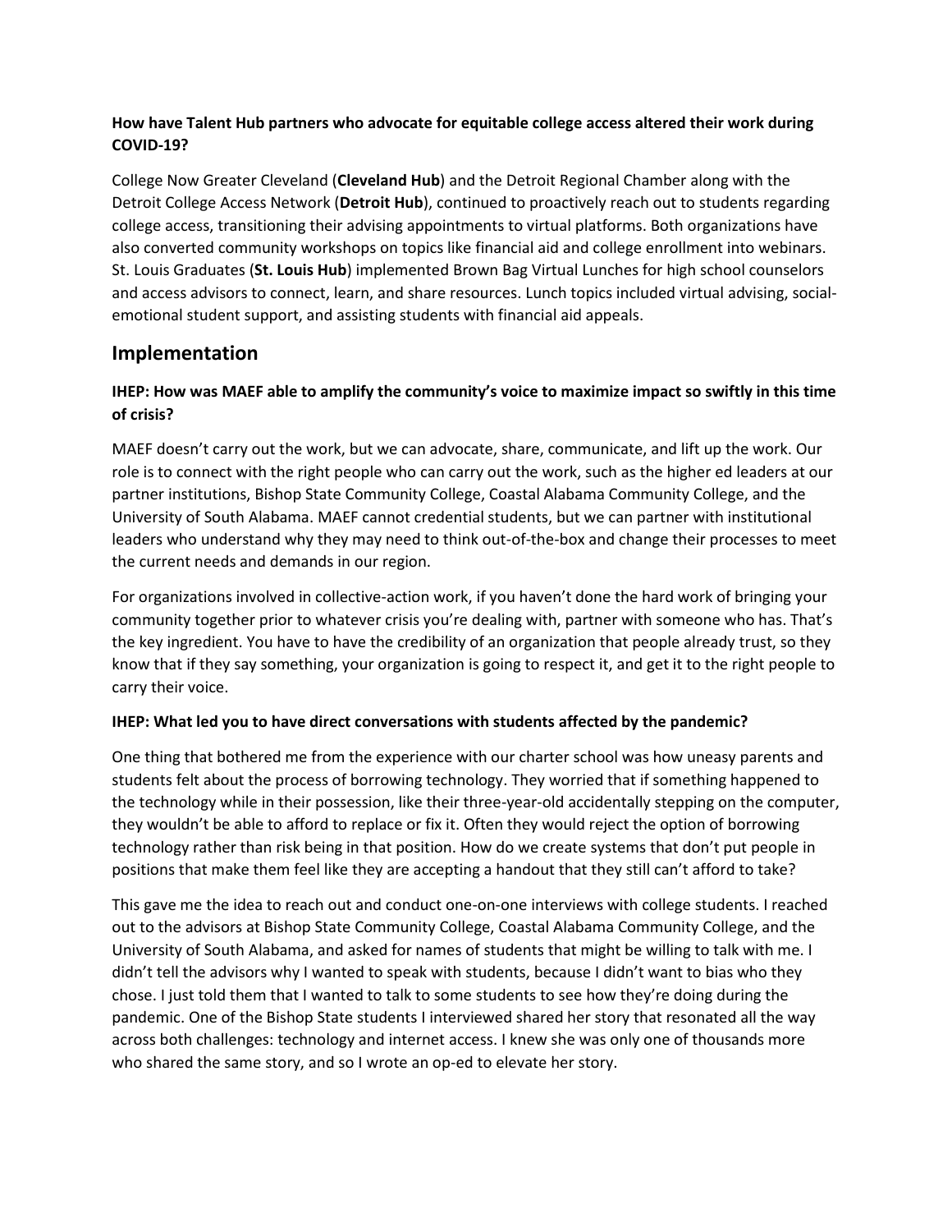**How have Talent Hub partners who advocate for equitable college access altered their work during COVID-19?**

College Now Greater Cleveland (**Cleveland Hub**) and the Detroit Regional Chamber along with the Detroit College Access Network (**Detroit Hub**), continued to proactively reach out to students regarding college access, transitioning their advising appointments to virtual platforms. Both organizations have also converted community workshops on topics like financial aid and college enrollment into webinars. St. Louis Graduates (**St. Louis Hub**) implemented Brown Bag Virtual Lunches for high school counselors and access advisors to connect, learn, and share resources. Lunch topics included virtual advising, social-emotional student support, and assisting students with financial aid appeals.

## Implementation

**IHEP: How was MAEF able to amplify the community's voice to maximize impact so swiftly in this time of crisis?**

MAEF doesn't carry out the work, but we can advocate, share, communicate, and lift up the work. Our role is to connect with the right people who can carry out the work, such as the higher ed leaders at our partner institutions, Bishop State Community College, Coastal Alabama Community College, and the University of South Alabama. MAEF cannot credential students, but we can partner with institutional leaders who understand why they may need to think out-of-the-box and change their processes to meet the current needs and demands in our region.

For organizations involved in collective-action work, if you haven't done the hard work of bringing your community together prior to whatever crisis you're dealing with, partner with someone who has. That's the key ingredient. You have to have the credibility of an organization that people already trust, so they know that if they say something, your organization is going to respect it, and get it to the right people to carry their voice.

**IHEP: What led you to have direct conversations with students affected by the pandemic?**

One thing that bothered me from the experience with our charter school was how uneasy parents and students felt about the process of borrowing technology. They worried that if something happened to the technology while in their possession, like their three-year-old accidentally stepping on the computer, they wouldn't be able to afford to replace or fix it. Often they would reject the option of borrowing technology rather than risk being in that position. How do we create systems that don't put people in positions that make them feel like they are accepting a handout that they still can't afford to take?

This gave me the idea to reach out and conduct one-on-one interviews with college students. I reached out to the advisors at Bishop State Community College, Coastal Alabama Community College, and the University of South Alabama, and asked for names of students that might be willing to talk with me. I didn't tell the advisors why I wanted to speak with students, because I didn't want to bias who they chose. I just told them that I wanted to talk to some students to see how they're doing during the pandemic. One of the Bishop State students I interviewed shared her story that resonated all the way across both challenges: technology and internet access. I knew she was only one of thousands more who shared the same story, and so I wrote an op-ed to elevate her story.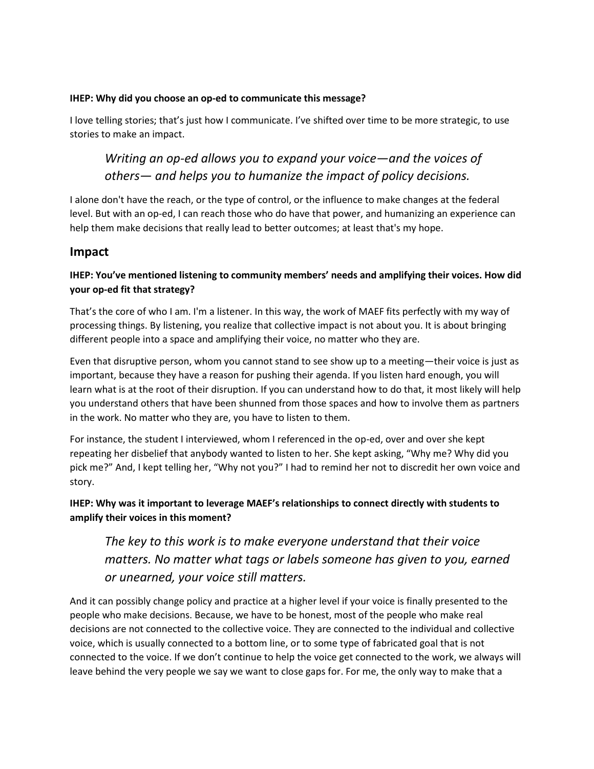**IHEP: Why did you choose an op-ed to communicate this message?**

I love telling stories; that's just how I communicate. I've shifted over time to be more strategic, to use stories to make an impact.

> *Writing an op-ed allows you to expand your voice—and the voices of others— and helps you to humanize the impact of policy decisions.*

I alone don't have the reach, or the type of control, or the influence to make changes at the federal level. But with an op-ed, I can reach those who do have that power, and humanizing an experience can help them make decisions that really lead to better outcomes; at least that's my hope.

## Impact

**IHEP: You've mentioned listening to community members' needs and amplifying their voices. How did your op-ed fit that strategy?**

That's the core of who I am. I'm a listener. In this way, the work of MAEF fits perfectly with my way of processing things. By listening, you realize that collective impact is not about you. It is about bringing different people into a space and amplifying their voice, no matter who they are.

Even that disruptive person, whom you cannot stand to see show up to a meeting—their voice is just as important, because they have a reason for pushing their agenda. If you listen hard enough, you will learn what is at the root of their disruption. If you can understand how to do that, it most likely will help you understand others that have been shunned from those spaces and how to involve them as partners in the work. No matter who they are, you have to listen to them.

For instance, the student I interviewed, whom I referenced in the op-ed, over and over she kept repeating her disbelief that anybody wanted to listen to her. She kept asking, "Why me? Why did you pick me?" And, I kept telling her, "Why not you?" I had to remind her not to discredit her own voice and story.

**IHEP: Why was it important to leverage MAEF's relationships to connect directly with students to amplify their voices in this moment?**

> *The key to this work is to make everyone understand that their voice matters. No matter what tags or labels someone has given to you, earned or unearned, your voice still matters.*

And it can possibly change policy and practice at a higher level if your voice is finally presented to the people who make decisions. Because, we have to be honest, most of the people who make real decisions are not connected to the collective voice. They are connected to the individual and collective voice, which is usually connected to a bottom line, or to some type of fabricated goal that is not connected to the voice. If we don't continue to help the voice get connected to the work, we always will leave behind the very people we say we want to close gaps for. For me, the only way to make that a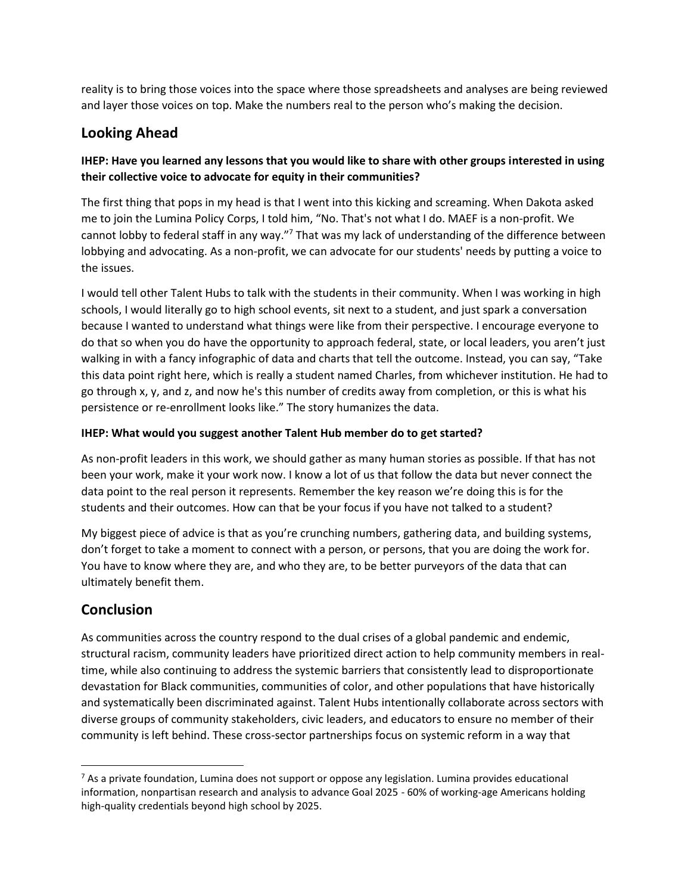reality is to bring those voices into the space where those spreadsheets and analyses are being reviewed and layer those voices on top. Make the numbers real to the person who's making the decision.

## Looking Ahead

**IHEP: Have you learned any lessons that you would like to share with other groups interested in using their collective voice to advocate for equity in their communities?**

The first thing that pops in my head is that I went into this kicking and screaming. When Dakota asked me to join the Lumina Policy Corps, I told him, "No. That's not what I do. MAEF is a non-profit. We cannot lobby to federal staff in any way."[7] That was my lack of understanding of the difference between lobbying and advocating. As a non-profit, we can advocate for our students' needs by putting a voice to the issues.

I would tell other Talent Hubs to talk with the students in their community. When I was working in high schools, I would literally go to high school events, sit next to a student, and just spark a conversation because I wanted to understand what things were like from their perspective. I encourage everyone to do that so when you do have the opportunity to approach federal, state, or local leaders, you aren't just walking in with a fancy infographic of data and charts that tell the outcome. Instead, you can say, "Take this data point right here, which is really a student named Charles, from whichever institution. He had to go through x, y, and z, and now he's this number of credits away from completion, or this is what his persistence or re-enrollment looks like." The story humanizes the data.

**IHEP: What would you suggest another Talent Hub member do to get started?**

As non-profit leaders in this work, we should gather as many human stories as possible. If that has not been your work, make it your work now. I know a lot of us that follow the data but never connect the data point to the real person it represents. Remember the key reason we're doing this is for the students and their outcomes. How can that be your focus if you have not talked to a student?

My biggest piece of advice is that as you're crunching numbers, gathering data, and building systems, don't forget to take a moment to connect with a person, or persons, that you are doing the work for. You have to know where they are, and who they are, to be better purveyors of the data that can ultimately benefit them.

## Conclusion

As communities across the country respond to the dual crises of a global pandemic and endemic, structural racism, community leaders have prioritized direct action to help community members in real-time, while also continuing to address the systemic barriers that consistently lead to disproportionate devastation for Black communities, communities of color, and other populations that have historically and systematically been discriminated against. Talent Hubs intentionally collaborate across sectors with diverse groups of community stakeholders, civic leaders, and educators to ensure no member of their community is left behind. These cross-sector partnerships focus on systemic reform in a way that

---

[7] As a private foundation, Lumina does not support or oppose any legislation. Lumina provides educational information, nonpartisan research and analysis to advance Goal 2025 - 60% of working-age Americans holding high-quality credentials beyond high school by 2025.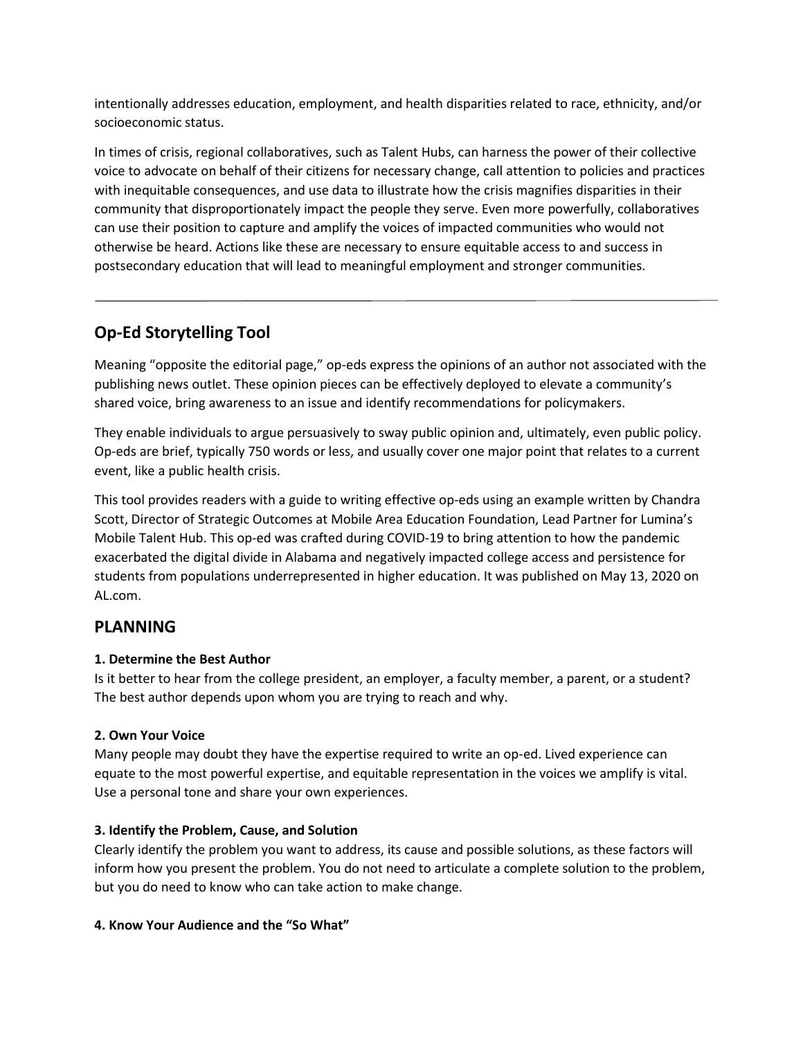intentionally addresses education, employment, and health disparities related to race, ethnicity, and/or socioeconomic status.

In times of crisis, regional collaboratives, such as Talent Hubs, can harness the power of their collective voice to advocate on behalf of their citizens for necessary change, call attention to policies and practices with inequitable consequences, and use data to illustrate how the crisis magnifies disparities in their community that disproportionately impact the people they serve. Even more powerfully, collaboratives can use their position to capture and amplify the voices of impacted communities who would not otherwise be heard. Actions like these are necessary to ensure equitable access to and success in postsecondary education that will lead to meaningful employment and stronger communities.

---

## Op-Ed Storytelling Tool

Meaning "opposite the editorial page," op-eds express the opinions of an author not associated with the publishing news outlet. These opinion pieces can be effectively deployed to elevate a community's shared voice, bring awareness to an issue and identify recommendations for policymakers.

They enable individuals to argue persuasively to sway public opinion and, ultimately, even public policy. Op-eds are brief, typically 750 words or less, and usually cover one major point that relates to a current event, like a public health crisis.

This tool provides readers with a guide to writing effective op-eds using an example written by Chandra Scott, Director of Strategic Outcomes at Mobile Area Education Foundation, Lead Partner for Lumina's Mobile Talent Hub. This op-ed was crafted during COVID-19 to bring attention to how the pandemic exacerbated the digital divide in Alabama and negatively impacted college access and persistence for students from populations underrepresented in higher education. It was published on May 13, 2020 on AL.com.

## PLANNING

**1. Determine the Best Author**
Is it better to hear from the college president, an employer, a faculty member, a parent, or a student? The best author depends upon whom you are trying to reach and why.

**2. Own Your Voice**
Many people may doubt they have the expertise required to write an op-ed. Lived experience can equate to the most powerful expertise, and equitable representation in the voices we amplify is vital. Use a personal tone and share your own experiences.

**3. Identify the Problem, Cause, and Solution**
Clearly identify the problem you want to address, its cause and possible solutions, as these factors will inform how you present the problem. You do not need to articulate a complete solution to the problem, but you do need to know who can take action to make change.

**4. Know Your Audience and the "So What"**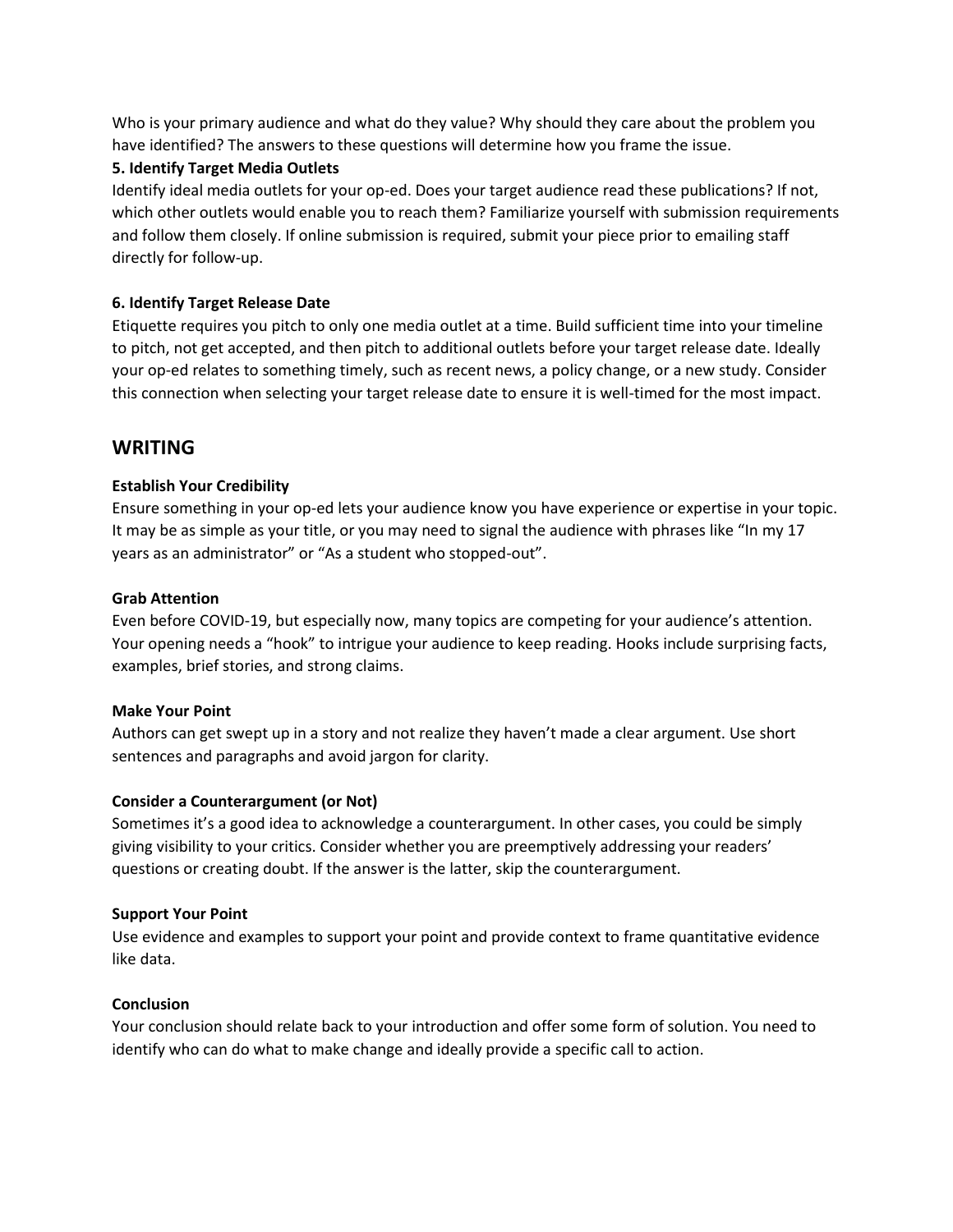Who is your primary audience and what do they value? Why should they care about the problem you have identified? The answers to these questions will determine how you frame the issue.

**5. Identify Target Media Outlets**

Identify ideal media outlets for your op-ed. Does your target audience read these publications? If not, which other outlets would enable you to reach them? Familiarize yourself with submission requirements and follow them closely. If online submission is required, submit your piece prior to emailing staff directly for follow-up.

**6. Identify Target Release Date**

Etiquette requires you pitch to only one media outlet at a time. Build sufficient time into your timeline to pitch, not get accepted, and then pitch to additional outlets before your target release date. Ideally your op-ed relates to something timely, such as recent news, a policy change, or a new study. Consider this connection when selecting your target release date to ensure it is well-timed for the most impact.

## WRITING

**Establish Your Credibility**

Ensure something in your op-ed lets your audience know you have experience or expertise in your topic. It may be as simple as your title, or you may need to signal the audience with phrases like "In my 17 years as an administrator" or "As a student who stopped-out".

**Grab Attention**

Even before COVID-19, but especially now, many topics are competing for your audience's attention. Your opening needs a "hook" to intrigue your audience to keep reading. Hooks include surprising facts, examples, brief stories, and strong claims.

**Make Your Point**

Authors can get swept up in a story and not realize they haven't made a clear argument. Use short sentences and paragraphs and avoid jargon for clarity.

**Consider a Counterargument (or Not)**

Sometimes it's a good idea to acknowledge a counterargument. In other cases, you could be simply giving visibility to your critics. Consider whether you are preemptively addressing your readers' questions or creating doubt. If the answer is the latter, skip the counterargument.

**Support Your Point**

Use evidence and examples to support your point and provide context to frame quantitative evidence like data.

**Conclusion**

Your conclusion should relate back to your introduction and offer some form of solution. You need to identify who can do what to make change and ideally provide a specific call to action.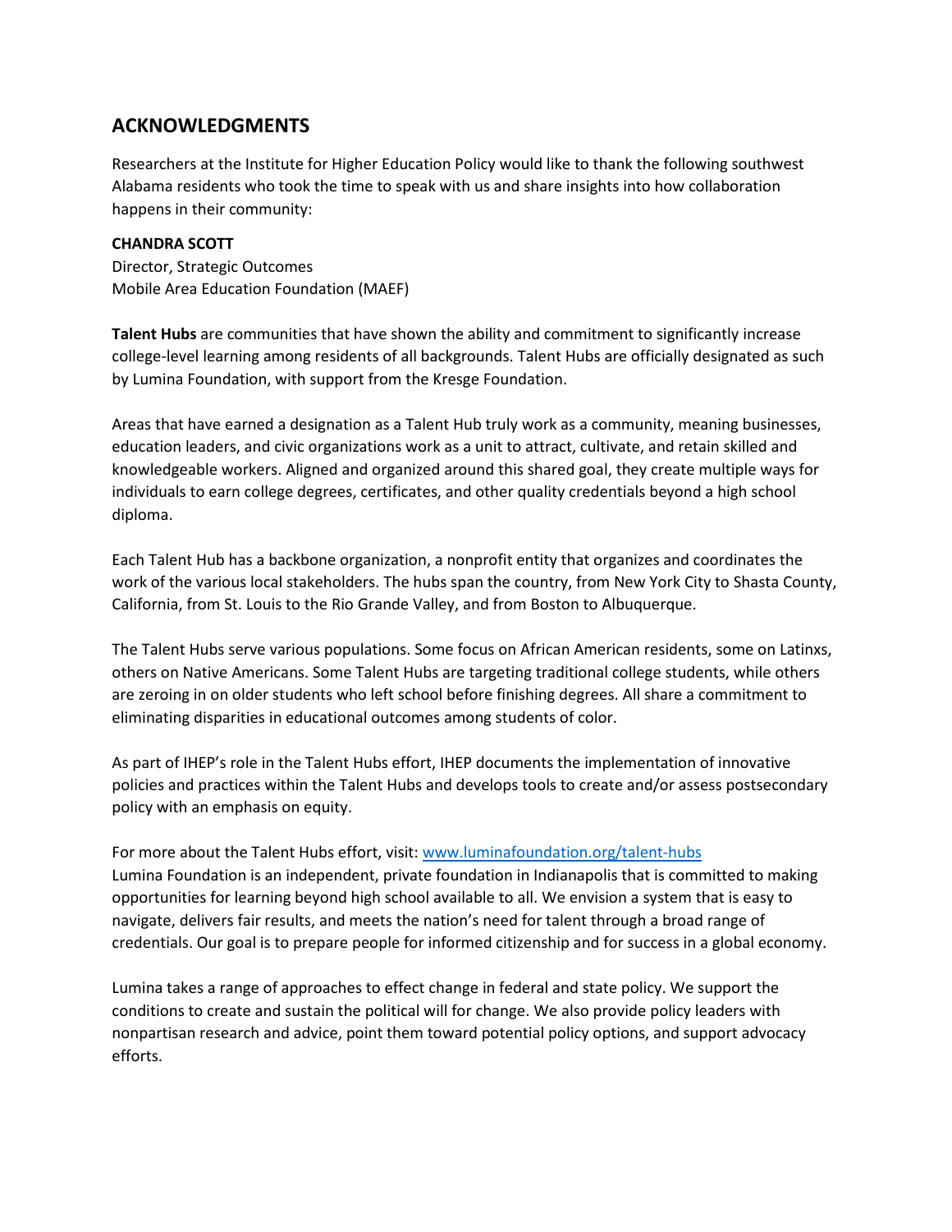## ACKNOWLEDGMENTS

Researchers at the Institute for Higher Education Policy would like to thank the following southwest Alabama residents who took the time to speak with us and share insights into how collaboration happens in their community:

**CHANDRA SCOTT**
Director, Strategic Outcomes
Mobile Area Education Foundation (MAEF)

**Talent Hubs** are communities that have shown the ability and commitment to significantly increase college-level learning among residents of all backgrounds. Talent Hubs are officially designated as such by Lumina Foundation, with support from the Kresge Foundation.

Areas that have earned a designation as a Talent Hub truly work as a community, meaning businesses, education leaders, and civic organizations work as a unit to attract, cultivate, and retain skilled and knowledgeable workers. Aligned and organized around this shared goal, they create multiple ways for individuals to earn college degrees, certificates, and other quality credentials beyond a high school diploma.

Each Talent Hub has a backbone organization, a nonprofit entity that organizes and coordinates the work of the various local stakeholders. The hubs span the country, from New York City to Shasta County, California, from St. Louis to the Rio Grande Valley, and from Boston to Albuquerque.

The Talent Hubs serve various populations. Some focus on African American residents, some on Latinxs, others on Native Americans. Some Talent Hubs are targeting traditional college students, while others are zeroing in on older students who left school before finishing degrees. All share a commitment to eliminating disparities in educational outcomes among students of color.

As part of IHEP's role in the Talent Hubs effort, IHEP documents the implementation of innovative policies and practices within the Talent Hubs and develops tools to create and/or assess postsecondary policy with an emphasis on equity.

For more about the Talent Hubs effort, visit: [www.luminafoundation.org/talent-hubs](http://www.luminafoundation.org/talent-hubs)
Lumina Foundation is an independent, private foundation in Indianapolis that is committed to making opportunities for learning beyond high school available to all. We envision a system that is easy to navigate, delivers fair results, and meets the nation's need for talent through a broad range of credentials. Our goal is to prepare people for informed citizenship and for success in a global economy.

Lumina takes a range of approaches to effect change in federal and state policy. We support the conditions to create and sustain the political will for change. We also provide policy leaders with nonpartisan research and advice, point them toward potential policy options, and support advocacy efforts.